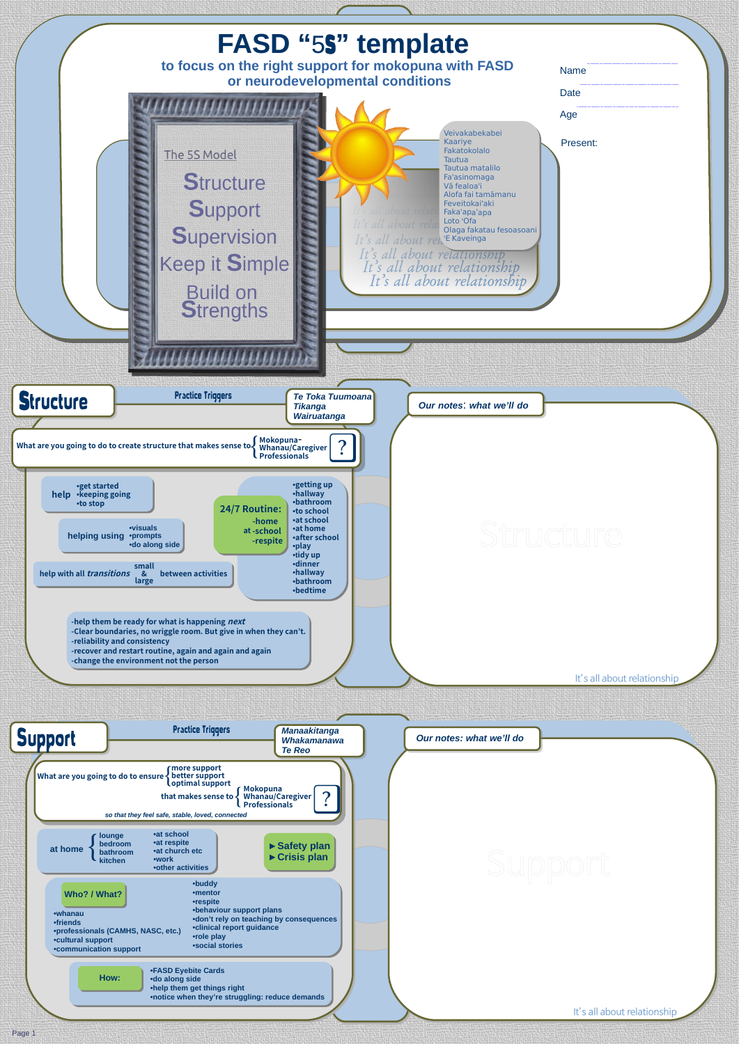# FASD "5S" template

**to focus on the right support for mokopuna with FASD or neurodevelopmental conditions**

Name ____________________

Date ____________________

Age ____________________

Present:

The 5S Model

- **S**tructure
- **S**upport
- **S**upervision
- Keep it **S**imple
- Build on **S**trengths

Veivakabekabei
Kaariye
Fakatokolalo
Tautua
Tautua matalilo
Fa'asinomaga
Vā fealoa'i
Alofa fai tamāmanu
Feveitokai'aki
Faka'apa'apa
Loto 'Ofa
Olaga fakatau fesoasoani
'E Kaveinga

*It's all about relationship*

## Structure

Practice Triggers

*Te Toka Tuumoana*
*Tikanga*
*Wairuatanga*

What are you going to do to create structure that makes sense to { Mokopuna– Whanau/Caregiver Professionals ?

help
- get started
- keeping going
- to stop

helping using
- visuals
- prompts
- do along side

help with all *transitions* small & large between activities

**24/7 Routine:**
- home
- at -school
- respite

- getting up
- hallway
- bathroom
- to school
- at school
- at home
- after school
- play
- tidy up
- dinner
- hallway
- bathroom
- bedtime

- -help them be ready for what is happening *next*
- -Clear boundaries, no wriggle room. But give in when they can't.
- -reliability and consistency
- -recover and restart routine, again and again and again
- -change the environment not the person

*Our notes: what we'll do*

It's all about relationship

## Support

Practice Triggers

*Manaakitanga*
*Whakamanawa*
*Te Reo*

What are you going to do to ensure { more support / better support / optimal support } that makes sense to { Mokopuna Whanau/Caregiver Professionals ?

*so that they feel safe, stable, loved, connected*

at home { lounge, bedroom, bathroom, kitchen }
- at school
- at respite
- at church etc
- work
- other activities

- ► Safety plan
- ► Crisis plan

**Who? / What?**

- whanau
- friends
- professionals (CAMHS, NASC, etc.)
- cultural support
- communication support

- buddy
- mentor
- respite
- behaviour support plans
- don't rely on teaching by consequences
- clinical report guidance
- role play
- social stories

**How:**
- FASD Eyebite Cards
- do along side
- help them get things right
- notice when they're struggling: reduce demands

*Our notes: what we'll do*

It's all about relationship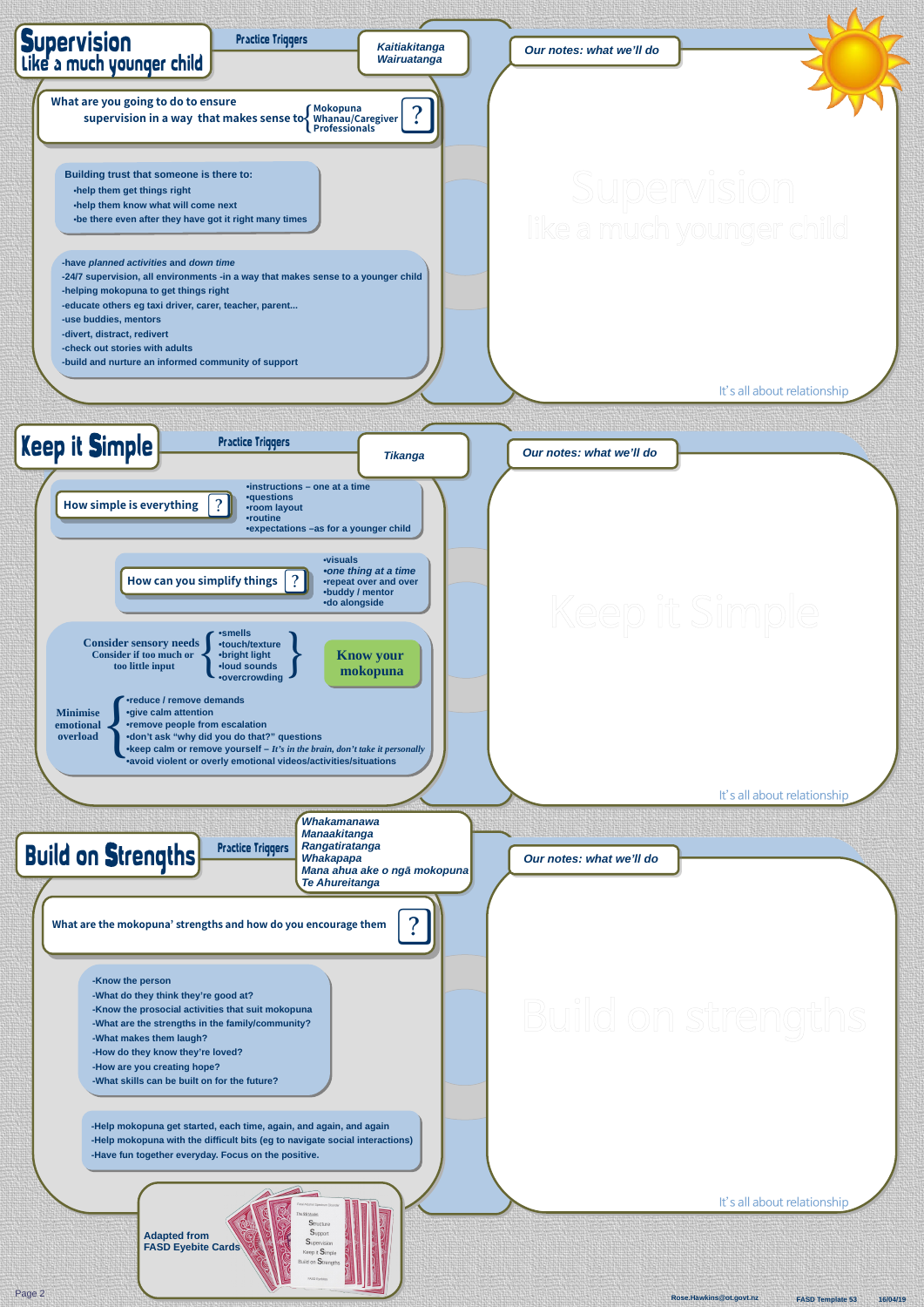# Supervision like a much younger child

**Practice Triggers**

*Kaitiakitanga*
*Wairuatanga*

What are you going to do to ensure supervision in a way that makes sense to
- Mokopuna
- Whanau/Caregiver
- Professionals

?

**Building trust that someone is there to:**
- help them get things right
- help them know what will come next
- be there even after they have got it right many times

- have *planned activities* and *down time*
- 24/7 supervision, all environments - in a way that makes sense to a younger child
- helping mokopuna to get things right
- educate others eg taxi driver, carer, teacher, parent…
- use buddies, mentors
- divert, distract, redivert
- check out stories with adults
- build and nurture an informed community of support

*Our notes: what we'll do*

Supervision like a much younger child

It's all about relationship

# Keep it Simple

**Practice Triggers**

*Tikanga*

How simple is everything ?
- instructions – one at a time
- questions
- room layout
- routine
- expectations – as for a younger child

How can you simplify things ?
- visuals
- *one thing at a time*
- repeat over and over
- buddy / mentor
- do alongside

**Consider sensory needs**
Consider if too much or too little input
- smells
- touch/texture
- bright light
- loud sounds
- overcrowding

**Know your mokopuna**

**Minimise emotional overload**
- reduce / remove demands
- give calm attention
- remove people from escalation
- don't ask "why did you do that?" questions
- keep calm or remove yourself – *It's in the brain, don't take it personally*
- avoid violent or overly emotional videos/activities/situations

*Our notes: what we'll do*

Keep it Simple

It's all about relationship

# Build on Strengths

**Practice Triggers**

*Whakamanawa*
*Manaakitanga*
*Rangatiratanga*
*Whakapapa*
*Mana ahua ake o ngā mokopuna*
*Te Ahureitanga*

What are the mokopuna' strengths and how do you encourage them ?

- Know the person
- What do they think they're good at?
- Know the prosocial activities that suit mokopuna
- What are the strengths in the family/community?
- What makes them laugh?
- How do they know they're loved?
- How are you creating hope?
- What skills can be built on for the future?

- Help mokopuna get started, each time, again, and again, and again
- Help mokopuna with the difficult bits (eg to navigate social interactions)
- Have fun together everyday. Focus on the positive.

Adapted from FASD Eyebite Cards

*Our notes: what we'll do*

Build on strengths

It's all about relationship

Rose.Hawkins@ot.govt.nz FASD Template 53 16/04/19